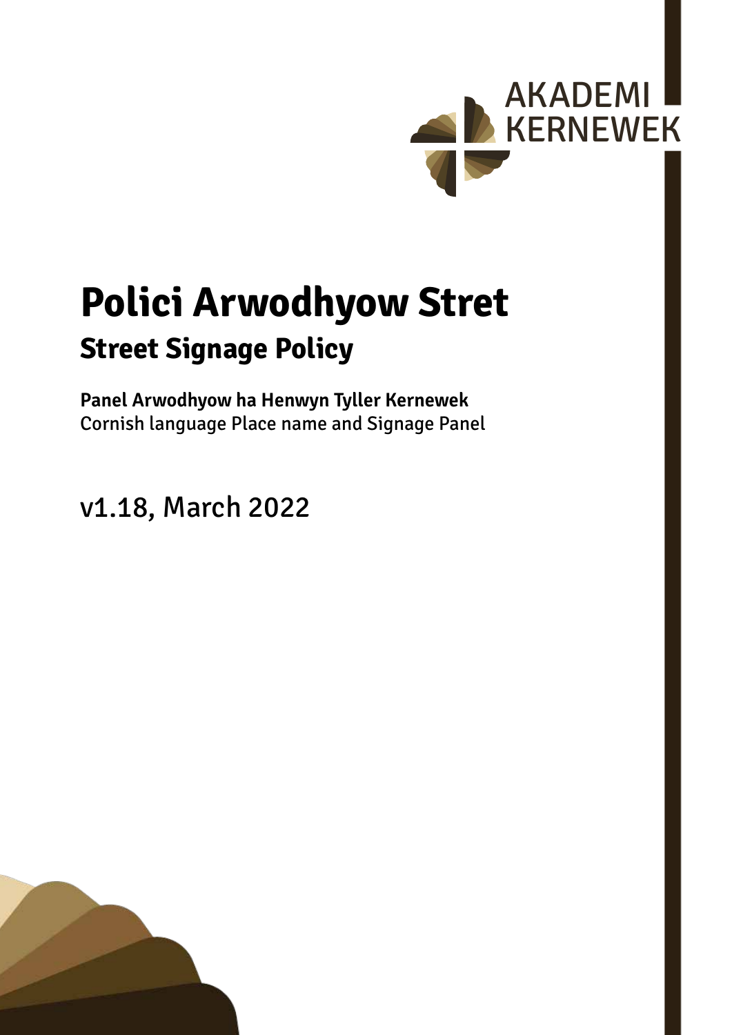AKADEMI KERNEWEK

# Polici Arwodhyow Stret

## Street Signage Policy

**Panel Arwodhyow ha Henwyn Tyller Kernewek**
Cornish language Place name and Signage Panel

v1.18, March 2022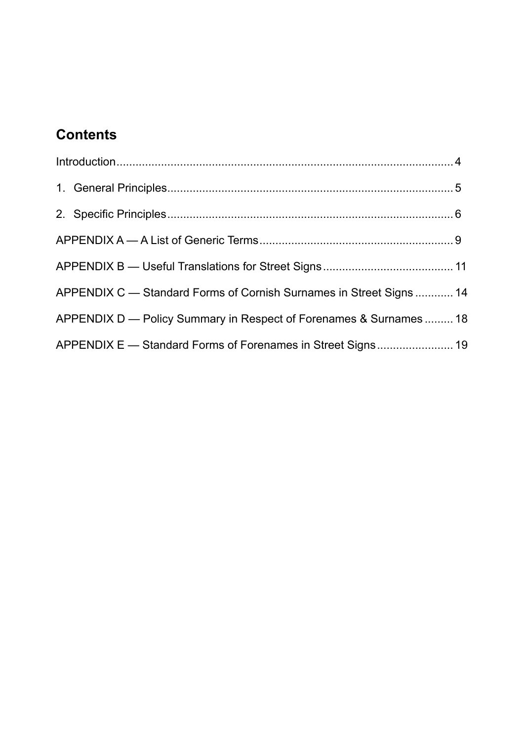## Contents

Introduction .......... 4

1. General Principles .......... 5

2. Specific Principles .......... 6

APPENDIX A — A List of Generic Terms .......... 9

APPENDIX B — Useful Translations for Street Signs .......... 11

APPENDIX C — Standard Forms of Cornish Surnames in Street Signs .......... 14

APPENDIX D — Policy Summary in Respect of Forenames & Surnames .......... 18

APPENDIX E — Standard Forms of Forenames in Street Signs .......... 19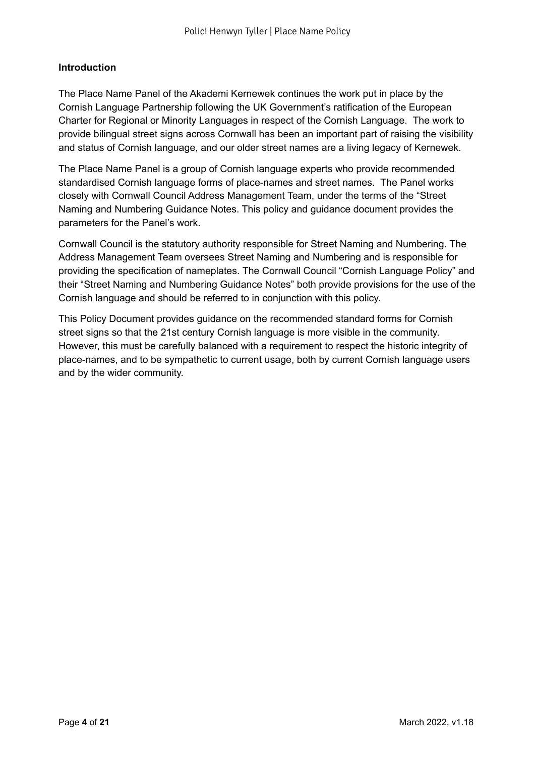**Introduction**

The Place Name Panel of the Akademi Kernewek continues the work put in place by the Cornish Language Partnership following the UK Government's ratification of the European Charter for Regional or Minority Languages in respect of the Cornish Language. The work to provide bilingual street signs across Cornwall has been an important part of raising the visibility and status of Cornish language, and our older street names are a living legacy of Kernewek.

The Place Name Panel is a group of Cornish language experts who provide recommended standardised Cornish language forms of place-names and street names. The Panel works closely with Cornwall Council Address Management Team, under the terms of the "Street Naming and Numbering Guidance Notes. This policy and guidance document provides the parameters for the Panel's work.

Cornwall Council is the statutory authority responsible for Street Naming and Numbering. The Address Management Team oversees Street Naming and Numbering and is responsible for providing the specification of nameplates. The Cornwall Council "Cornish Language Policy" and their "Street Naming and Numbering Guidance Notes" both provide provisions for the use of the Cornish language and should be referred to in conjunction with this policy.

This Policy Document provides guidance on the recommended standard forms for Cornish street signs so that the 21st century Cornish language is more visible in the community. However, this must be carefully balanced with a requirement to respect the historic integrity of place-names, and to be sympathetic to current usage, both by current Cornish language users and by the wider community.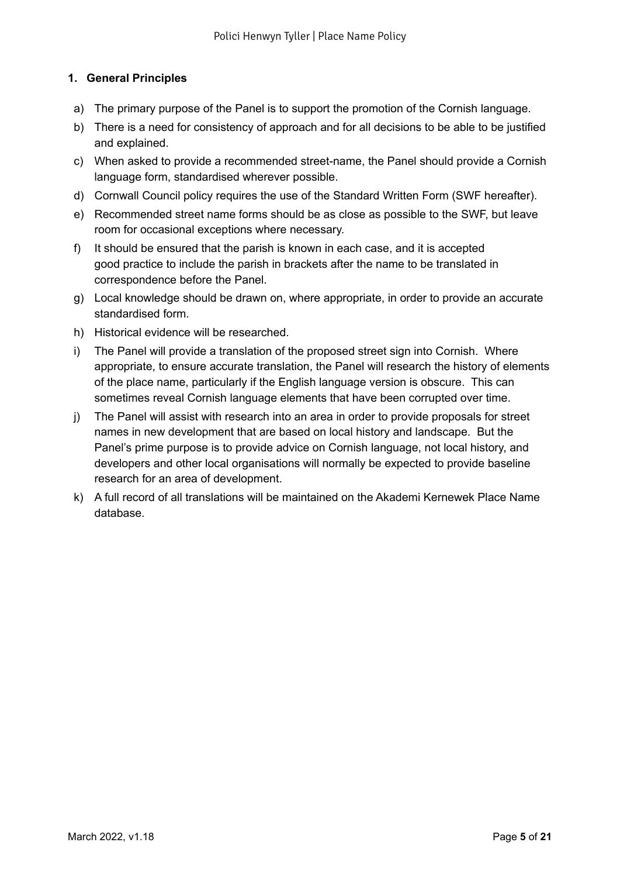## 1. General Principles

a) The primary purpose of the Panel is to support the promotion of the Cornish language.

b) There is a need for consistency of approach and for all decisions to be able to be justified and explained.

c) When asked to provide a recommended street-name, the Panel should provide a Cornish language form, standardised wherever possible.

d) Cornwall Council policy requires the use of the Standard Written Form (SWF hereafter).

e) Recommended street name forms should be as close as possible to the SWF, but leave room for occasional exceptions where necessary.

f) It should be ensured that the parish is known in each case, and it is accepted good practice to include the parish in brackets after the name to be translated in correspondence before the Panel.

g) Local knowledge should be drawn on, where appropriate, in order to provide an accurate standardised form.

h) Historical evidence will be researched.

i) The Panel will provide a translation of the proposed street sign into Cornish. Where appropriate, to ensure accurate translation, the Panel will research the history of elements of the place name, particularly if the English language version is obscure. This can sometimes reveal Cornish language elements that have been corrupted over time.

j) The Panel will assist with research into an area in order to provide proposals for street names in new development that are based on local history and landscape. But the Panel's prime purpose is to provide advice on Cornish language, not local history, and developers and other local organisations will normally be expected to provide baseline research for an area of development.

k) A full record of all translations will be maintained on the Akademi Kernewek Place Name database.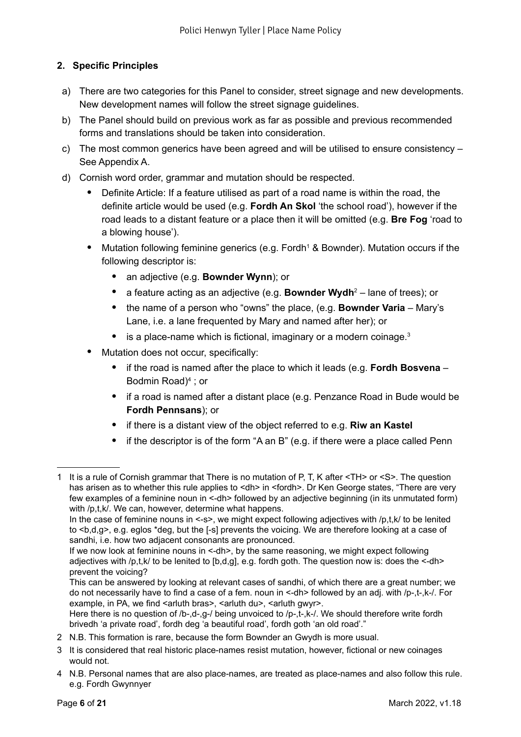## 2. Specific Principles

a) There are two categories for this Panel to consider, street signage and new developments. New development names will follow the street signage guidelines.

b) The Panel should build on previous work as far as possible and previous recommended forms and translations should be taken into consideration.

c) The most common generics have been agreed and will be utilised to ensure consistency – See Appendix A.

d) Cornish word order, grammar and mutation should be respected.

- Definite Article: If a feature utilised as part of a road name is within the road, the definite article would be used (e.g. **Fordh An Skol** 'the school road'), however if the road leads to a distant feature or a place then it will be omitted (e.g. **Bre Fog** 'road to a blowing house').
- Mutation following feminine generics (e.g. Fordh[1] & Bownder). Mutation occurs if the following descriptor is:
  - an adjective (e.g. **Bownder Wynn**); or
  - a feature acting as an adjective (e.g. **Bownder Wydh**[2] – lane of trees); or
  - the name of a person who "owns" the place, (e.g. **Bownder Varia** – Mary's Lane, i.e. a lane frequented by Mary and named after her); or
  - is a place-name which is fictional, imaginary or a modern coinage.[3]
- Mutation does not occur, specifically:
  - if the road is named after the place to which it leads (e.g. **Fordh Bosvena** – Bodmin Road)[4] ; or
  - if a road is named after a distant place (e.g. Penzance Road in Bude would be **Fordh Pennsans**); or
  - if there is a distant view of the object referred to e.g. **Riw an Kastel**
  - if the descriptor is of the form "A an B" (e.g. if there were a place called Penn

---

1 It is a rule of Cornish grammar that There is no mutation of P, T, K after <TH> or <S>. The question has arisen as to whether this rule applies to <dh> in <fordh>. Dr Ken George states, "There are very few examples of a feminine noun in <-dh> followed by an adjective beginning (in its unmutated form) with /p,t,k/. We can, however, determine what happens.
In the case of feminine nouns in <-s>, we might expect following adjectives with /p,t,k/ to be lenited to <b,d,g>, e.g. eglos *deg, but the [-s] prevents the voicing. We are therefore looking at a case of sandhi, i.e. how two adjacent consonants are pronounced.
If we now look at feminine nouns in <-dh>, by the same reasoning, we might expect following adjectives with /p,t,k/ to be lenited to [b,d,g], e.g. fordh goth. The question now is: does the <-dh> prevent the voicing?
This can be answered by looking at relevant cases of sandhi, of which there are a great number; we do not necessarily have to find a case of a fem. noun in <-dh> followed by an adj. with /p-,t-,k-/. For example, in PA, we find <arluth bras>, <arluth du>, <arluth gwyr>.
Here there is no question of /b-,d-,g-/ being unvoiced to /p-,t-,k-/. We should therefore write fordh brivedh 'a private road', fordh deg 'a beautiful road', fordh goth 'an old road'."

2 N.B. This formation is rare, because the form Bownder an Gwydh is more usual.

3 It is considered that real historic place-names resist mutation, however, fictional or new coinages would not.

4 N.B. Personal names that are also place-names, are treated as place-names and also follow this rule. e.g. Fordh Gwynnyer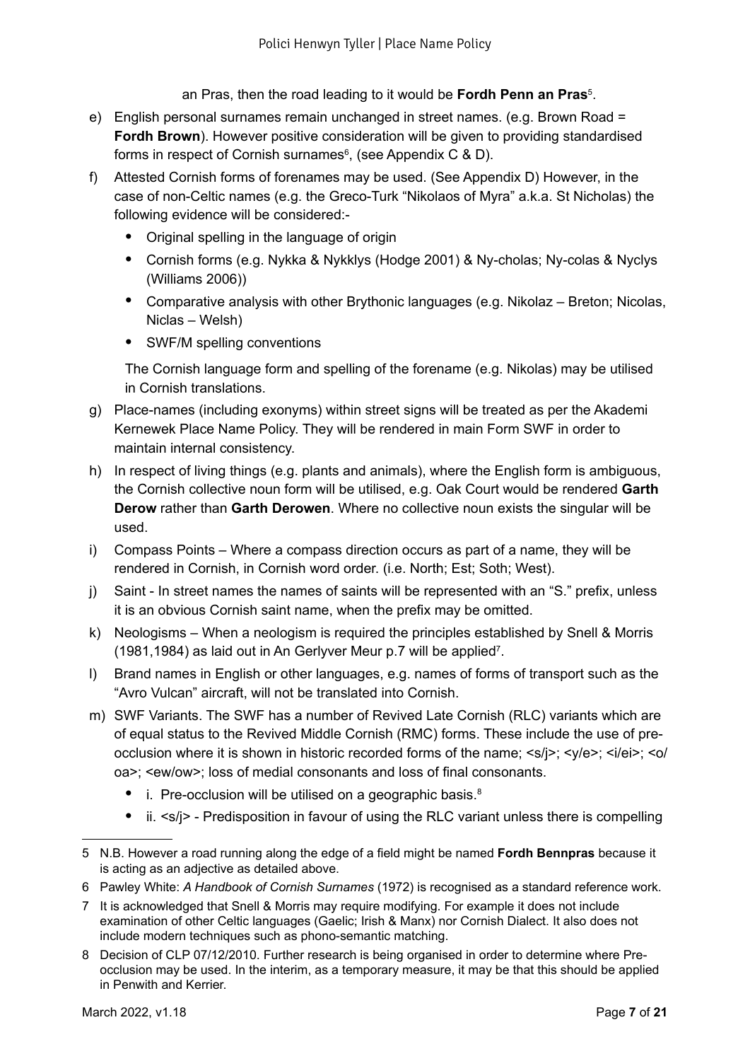an Pras, then the road leading to it would be **Fordh Penn an Pras**[5].

e) English personal surnames remain unchanged in street names. (e.g. Brown Road = **Fordh Brown**). However positive consideration will be given to providing standardised forms in respect of Cornish surnames[6], (see Appendix C & D).

f) Attested Cornish forms of forenames may be used. (See Appendix D) However, in the case of non-Celtic names (e.g. the Greco-Turk "Nikolaos of Myra" a.k.a. St Nicholas) the following evidence will be considered:-

   - Original spelling in the language of origin
   - Cornish forms (e.g. Nykka & Nykklys (Hodge 2001) & Ny-cholas; Ny-colas & Nyclys (Williams 2006))
   - Comparative analysis with other Brythonic languages (e.g. Nikolaz – Breton; Nicolas, Niclas – Welsh)
   - SWF/M spelling conventions

   The Cornish language form and spelling of the forename (e.g. Nikolas) may be utilised in Cornish translations.

g) Place-names (including exonyms) within street signs will be treated as per the Akademi Kernewek Place Name Policy. They will be rendered in main Form SWF in order to maintain internal consistency.

h) In respect of living things (e.g. plants and animals), where the English form is ambiguous, the Cornish collective noun form will be utilised, e.g. Oak Court would be rendered **Garth Derow** rather than **Garth Derowen**. Where no collective noun exists the singular will be used.

i) Compass Points – Where a compass direction occurs as part of a name, they will be rendered in Cornish, in Cornish word order. (i.e. North; Est; Soth; West).

j) Saint - In street names the names of saints will be represented with an "S." prefix, unless it is an obvious Cornish saint name, when the prefix may be omitted.

k) Neologisms – When a neologism is required the principles established by Snell & Morris (1981,1984) as laid out in An Gerlyver Meur p.7 will be applied[7].

l) Brand names in English or other languages, e.g. names of forms of transport such as the "Avro Vulcan" aircraft, will not be translated into Cornish.

m) SWF Variants. The SWF has a number of Revived Late Cornish (RLC) variants which are of equal status to the Revived Middle Cornish (RMC) forms. These include the use of pre-occlusion where it is shown in historic recorded forms of the name; <s/j>; <y/e>; <i/ei>; <o/oa>; <ew/ow>; loss of medial consonants and loss of final consonants.

   - i. Pre-occlusion will be utilised on a geographic basis.[8]
   - ii. <s/j> - Predisposition in favour of using the RLC variant unless there is compelling

---

5 N.B. However a road running along the edge of a field might be named **Fordh Bennpras** because it is acting as an adjective as detailed above.

6 Pawley White: *A Handbook of Cornish Surnames* (1972) is recognised as a standard reference work.

7 It is acknowledged that Snell & Morris may require modifying. For example it does not include examination of other Celtic languages (Gaelic; Irish & Manx) nor Cornish Dialect. It also does not include modern techniques such as phono-semantic matching.

8 Decision of CLP 07/12/2010. Further research is being organised in order to determine where Pre-occlusion may be used. In the interim, as a temporary measure, it may be that this should be applied in Penwith and Kerrier.

March 2022, v1.18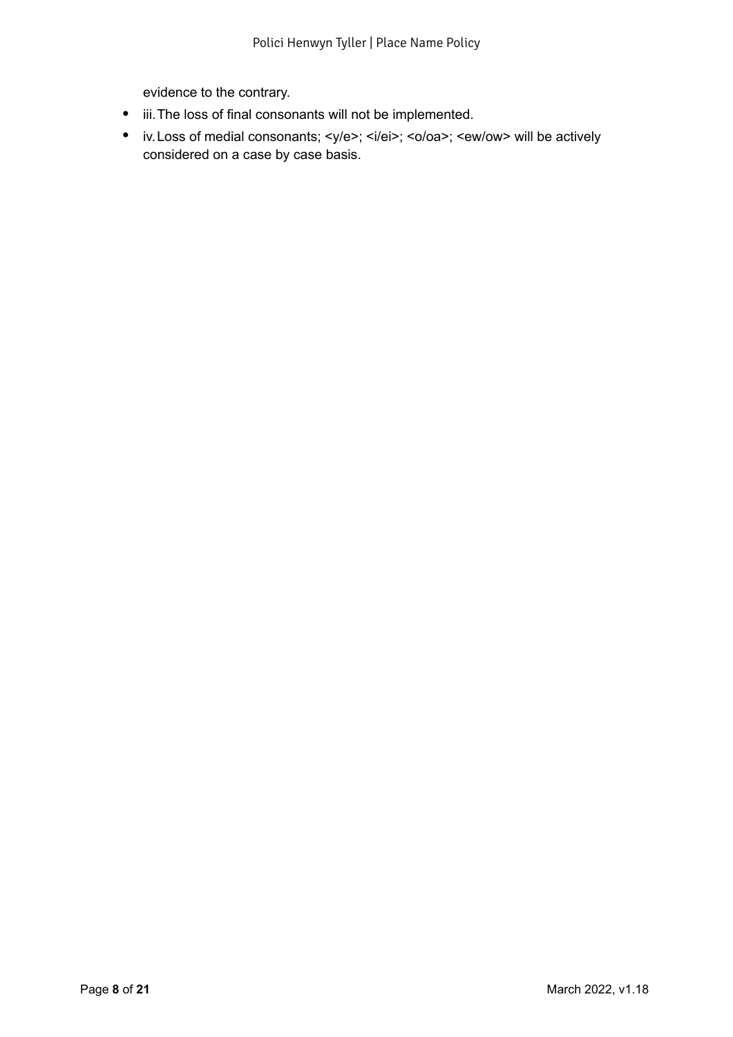evidence to the contrary.

- iii. The loss of final consonants will not be implemented.
- iv. Loss of medial consonants; <y/e>; <i/ei>; <o/oa>; <ew/ow> will be actively considered on a case by case basis.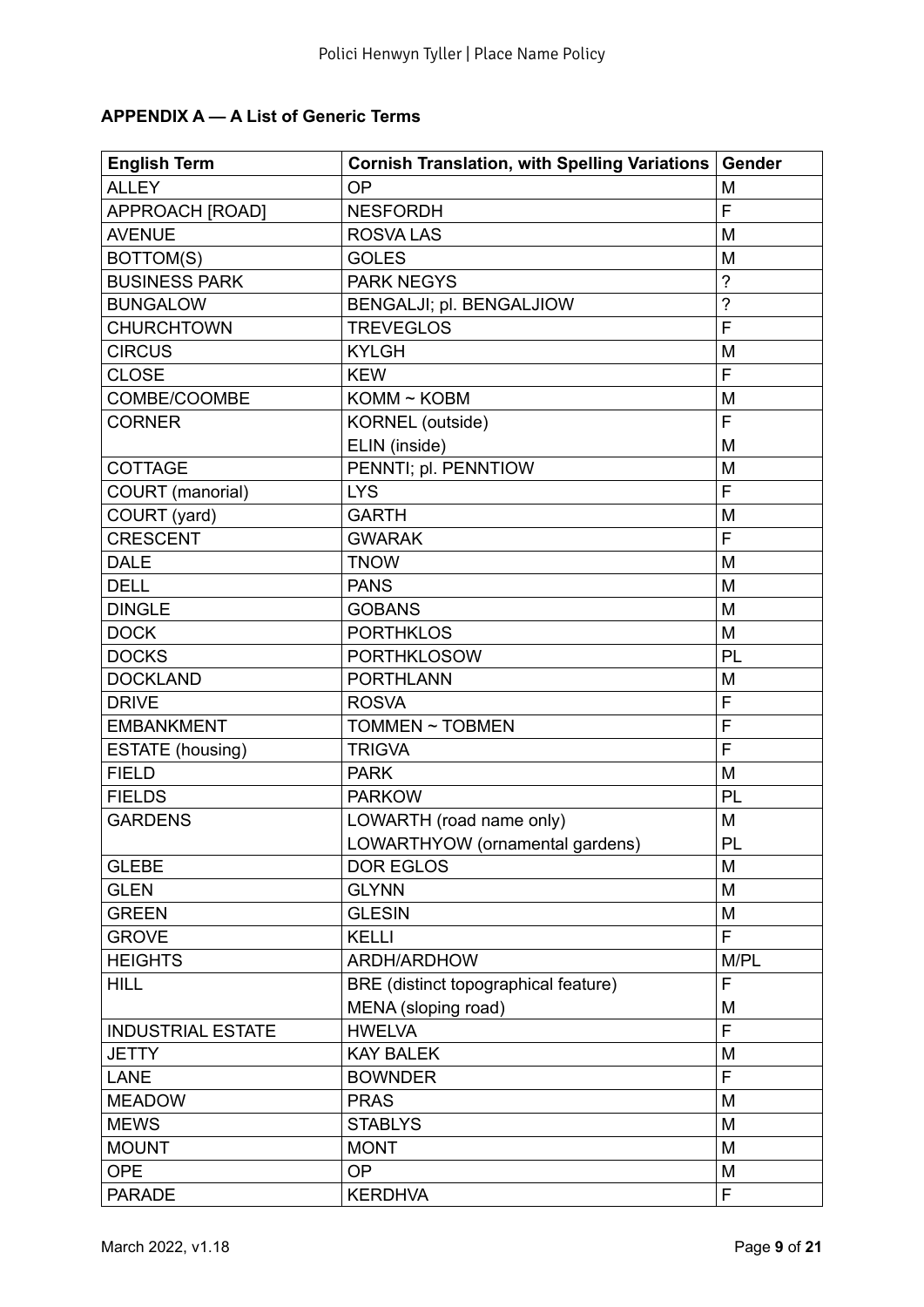### APPENDIX A — A List of Generic Terms

| English Term | Cornish Translation, with Spelling Variations | Gender |
|---|---|---|
| ALLEY | OP | M |
| APPROACH [ROAD] | NESFORDH | F |
| AVENUE | ROSVA LAS | M |
| BOTTOM(S) | GOLES | M |
| BUSINESS PARK | PARK NEGYS | ? |
| BUNGALOW | BENGALJI; pl. BENGALJIOW | ? |
| CHURCHTOWN | TREVEGLOS | F |
| CIRCUS | KYLGH | M |
| CLOSE | KEW | F |
| COMBE/COOMBE | KOMM ~ KOBM | M |
| CORNER | KORNEL (outside)<br>ELIN (inside) | F<br>M |
| COTTAGE | PENNTI; pl. PENNTIOW | M |
| COURT (manorial) | LYS | F |
| COURT (yard) | GARTH | M |
| CRESCENT | GWARAK | F |
| DALE | TNOW | M |
| DELL | PANS | M |
| DINGLE | GOBANS | M |
| DOCK | PORTHKLOS | M |
| DOCKS | PORTHKLOSOW | PL |
| DOCKLAND | PORTHLANN | M |
| DRIVE | ROSVA | F |
| EMBANKMENT | TOMMEN ~ TOBMEN | F |
| ESTATE (housing) | TRIGVA | F |
| FIELD | PARK | M |
| FIELDS | PARKOW | PL |
| GARDENS | LOWARTH (road name only)<br>LOWARTHYOW (ornamental gardens) | M<br>PL |
| GLEBE | DOR EGLOS | M |
| GLEN | GLYNN | M |
| GREEN | GLESIN | M |
| GROVE | KELLI | F |
| HEIGHTS | ARDH/ARDHOW | M/PL |
| HILL | BRE (distinct topographical feature)<br>MENA (sloping road) | F<br>M |
| INDUSTRIAL ESTATE | HWELVA | F |
| JETTY | KAY BALEK | M |
| LANE | BOWNDER | F |
| MEADOW | PRAS | M |
| MEWS | STABLYS | M |
| MOUNT | MONT | M |
| OPE | OP | M |
| PARADE | KERDHVA | F |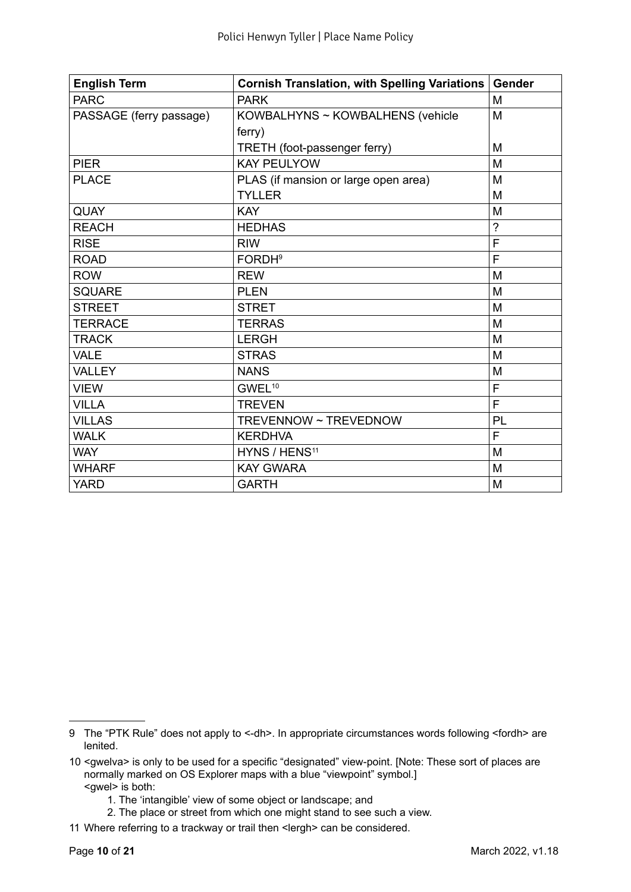| English Term | Cornish Translation, with Spelling Variations | Gender |
|---|---|---|
| PARC | PARK | M |
| PASSAGE (ferry passage) | KOWBALHYNS ~ KOWBALHENS (vehicle ferry)<br>TRETH (foot-passenger ferry) | M<br>M |
| PIER | KAY PEULYOW | M |
| PLACE | PLAS (if mansion or large open area)<br>TYLLER | M<br>M |
| QUAY | KAY | M |
| REACH | HEDHAS | ? |
| RISE | RIW | F |
| ROAD | FORDH[9] | F |
| ROW | REW | M |
| SQUARE | PLEN | M |
| STREET | STRET | M |
| TERRACE | TERRAS | M |
| TRACK | LERGH | M |
| VALE | STRAS | M |
| VALLEY | NANS | M |
| VIEW | GWEL[10] | F |
| VILLA | TREVEN | F |
| VILLAS | TREVENNOW ~ TREVEDNOW | PL |
| WALK | KERDHVA | F |
| WAY | HYNS / HENS[11] | M |
| WHARF | KAY GWARA | M |
| YARD | GARTH | M |

9 The "PTK Rule" does not apply to <-dh>. In appropriate circumstances words following <fordh> are lenited.

10 <gwelva> is only to be used for a specific "designated" view-point. [Note: These sort of places are normally marked on OS Explorer maps with a blue "viewpoint" symbol.]
<gwel> is both:

1. The 'intangible' view of some object or landscape; and
2. The place or street from which one might stand to see such a view.

11 Where referring to a trackway or trail then <lergh> can be considered.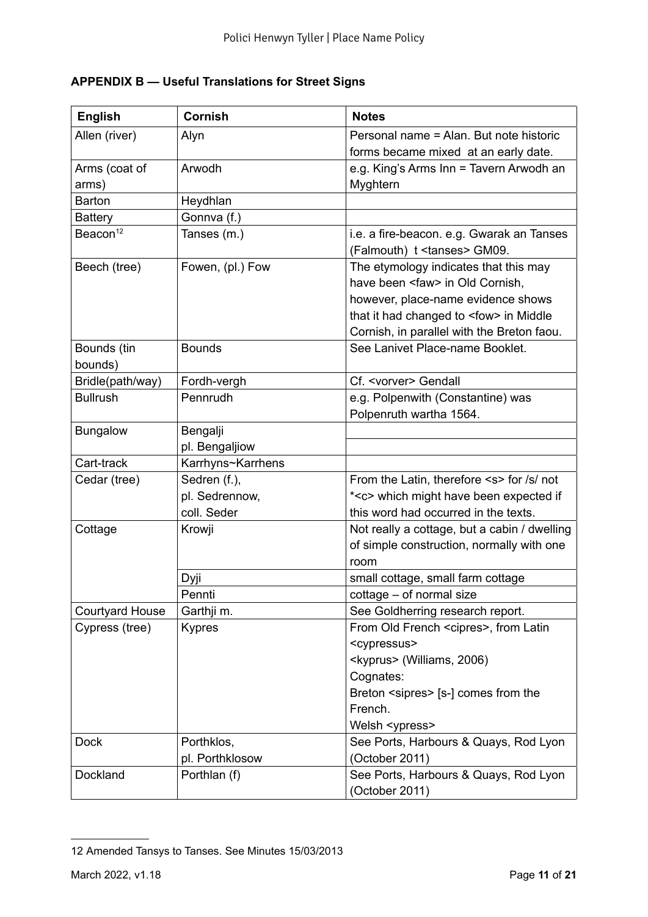## APPENDIX B — Useful Translations for Street Signs

| English | Cornish | Notes |
|---|---|---|
| Allen (river) | Alyn | Personal name = Alan. But note historic forms became mixed at an early date. |
| Arms (coat of arms) | Arwodh | e.g. King's Arms Inn = Tavern Arwodh an Myghtern |
| Barton | Heydhlan | |
| Battery | Gonnva (f.) | |
| Beacon[12] | Tanses (m.) | i.e. a fire-beacon. e.g. Gwarak an Tanses (Falmouth) t <tanses> GM09. |
| Beech (tree) | Fowen, (pl.) Fow | The etymology indicates that this may have been <faw> in Old Cornish, however, place-name evidence shows that it had changed to <fow> in Middle Cornish, in parallel with the Breton faou. |
| Bounds (tin bounds) | Bounds | See Lanivet Place-name Booklet. |
| Bridle(path/way) | Fordh-vergh | Cf. <vorver> Gendall |
| Bullrush | Pennrudh | e.g. Polpenwith (Constantine) was Polpenruth wartha 1564. |
| Bungalow | Bengalji | |
| | pl. Bengaljiow | |
| Cart-track | Karrhyns~Karrhens | |
| Cedar (tree) | Sedren (f.),<br>pl. Sedrennow,<br>coll. Seder | From the Latin, therefore <s> for /s/ not *<c> which might have been expected if this word had occurred in the texts. |
| Cottage | Krowji | Not really a cottage, but a cabin / dwelling of simple construction, normally with one room |
| | Dyji | small cottage, small farm cottage |
| | Pennti | cottage – of normal size |
| Courtyard House | Garthji m. | See Goldherring research report. |
| Cypress (tree) | Kypres | From Old French <cipres>, from Latin <cypressus><br><kyprus> (Williams, 2006)<br>Cognates:<br>Breton <sipres> [s-] comes from the French.<br>Welsh <ypress> |
| Dock | Porthklos,<br>pl. Porthklosow | See Ports, Harbours & Quays, Rod Lyon (October 2011) |
| Dockland | Porthlan (f) | See Ports, Harbours & Quays, Rod Lyon (October 2011) |

12 Amended Tansys to Tanses. See Minutes 15/03/2013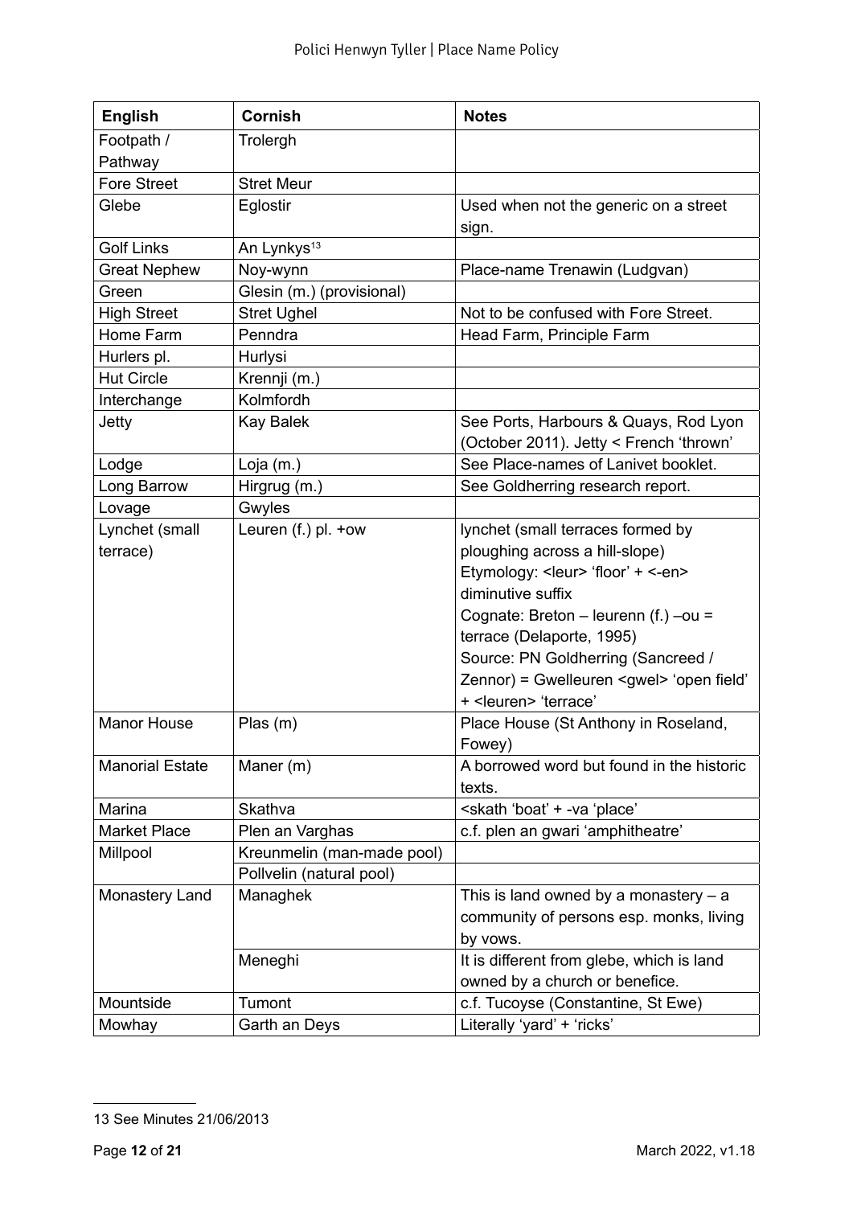| English | Cornish | Notes |
|---|---|---|
| Footpath / Pathway | Trolergh | |
| Fore Street | Stret Meur | |
| Glebe | Eglostir | Used when not the generic on a street sign. |
| Golf Links | An Lynkys[13] | |
| Great Nephew | Noy-wynn | Place-name Trenawin (Ludgvan) |
| Green | Glesin (m.) (provisional) | |
| High Street | Stret Ughel | Not to be confused with Fore Street. |
| Home Farm | Penndra | Head Farm, Principle Farm |
| Hurlers pl. | Hurlysi | |
| Hut Circle | Krennji (m.) | |
| Interchange | Kolmfordh | |
| Jetty | Kay Balek | See Ports, Harbours & Quays, Rod Lyon (October 2011). Jetty < French 'thrown' |
| Lodge | Loja (m.) | See Place-names of Lanivet booklet. |
| Long Barrow | Hirgrug (m.) | See Goldherring research report. |
| Lovage | Gwyles | |
| Lynchet (small terrace) | Leuren (f.) pl. +ow | lynchet (small terraces formed by ploughing across a hill-slope) Etymology: <leur> 'floor' + <-en> diminutive suffix Cognate: Breton – leurenn (f.) –ou = terrace (Delaporte, 1995) Source: PN Goldherring (Sancreed / Zennor) = Gwelleuren <gwel> 'open field' + <leuren> 'terrace' |
| Manor House | Plas (m) | Place House (St Anthony in Roseland, Fowey) |
| Manorial Estate | Maner (m) | A borrowed word but found in the historic texts. |
| Marina | Skathva | <skath 'boat' + -va 'place' |
| Market Place | Plen an Varghas | c.f. plen an gwari 'amphitheatre' |
| Millpool | Kreunmelin (man-made pool) | |
| | Pollvelin (natural pool) | |
| Monastery Land | Managhek | This is land owned by a monastery – a community of persons esp. monks, living by vows. |
| | Meneghi | It is different from glebe, which is land owned by a church or benefice. |
| Mountside | Tumont | c.f. Tucoyse (Constantine, St Ewe) |
| Mowhay | Garth an Deys | Literally 'yard' + 'ricks' |

13 See Minutes 21/06/2013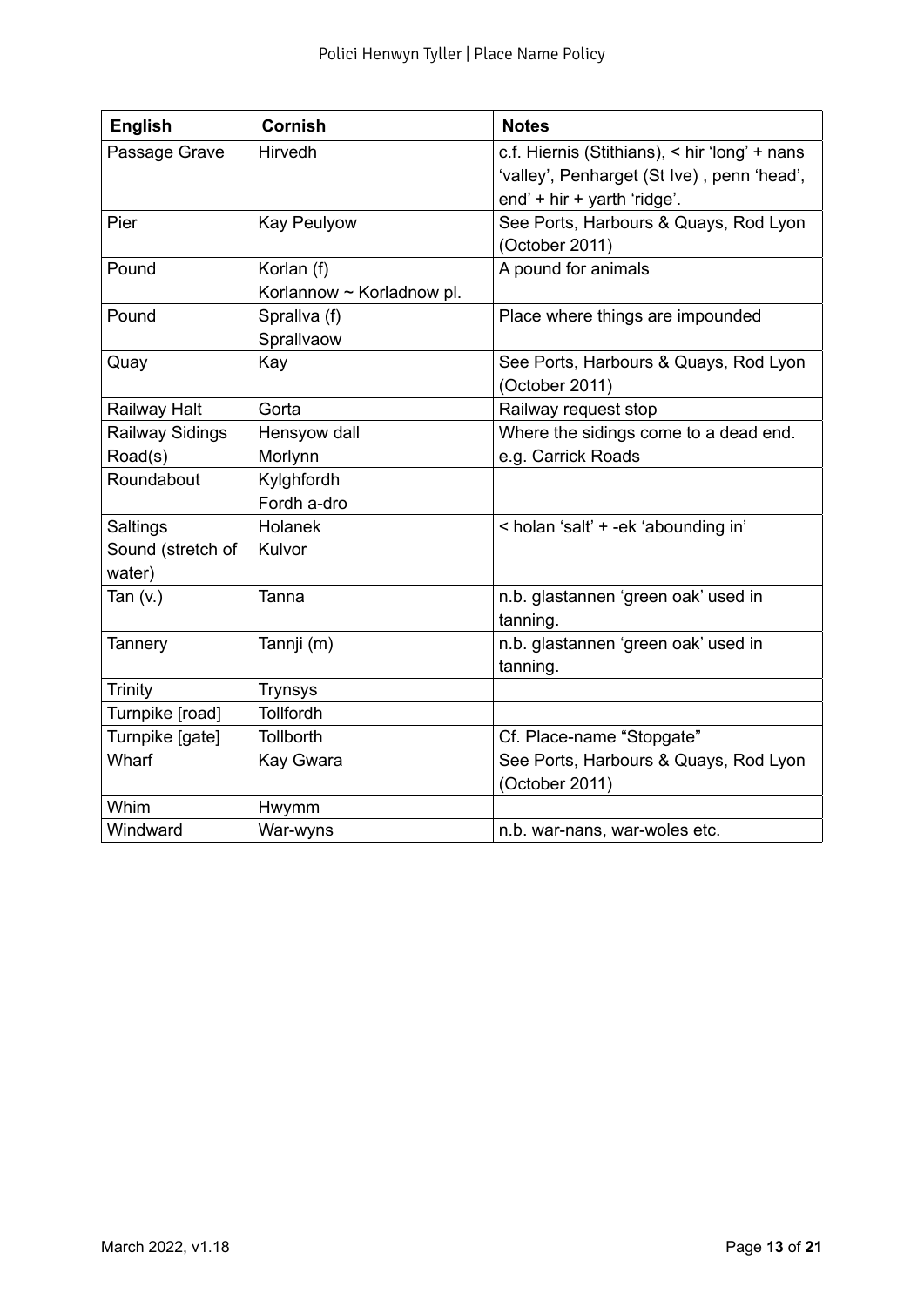| English | Cornish | Notes |
|---|---|---|
| Passage Grave | Hirvedh | c.f. Hiernis (Stithians), < hir 'long' + nans 'valley', Penharget (St Ive) , penn 'head', end' + hir + yarth 'ridge'. |
| Pier | Kay Peulyow | See Ports, Harbours & Quays, Rod Lyon (October 2011) |
| Pound | Korlan (f)<br>Korlannow ~ Korladnow pl. | A pound for animals |
| Pound | Sprallva (f)<br>Sprallvaow | Place where things are impounded |
| Quay | Kay | See Ports, Harbours & Quays, Rod Lyon (October 2011) |
| Railway Halt | Gorta | Railway request stop |
| Railway Sidings | Hensyow dall | Where the sidings come to a dead end. |
| Road(s) | Morlynn | e.g. Carrick Roads |
| Roundabout | Kylghfordh | |
| | Fordh a-dro | |
| Saltings | Holanek | < holan 'salt' + -ek 'abounding in' |
| Sound (stretch of water) | Kulvor | |
| Tan (v.) | Tanna | n.b. glastannen 'green oak' used in tanning. |
| Tannery | Tannji (m) | n.b. glastannen 'green oak' used in tanning. |
| Trinity | Trynsys | |
| Turnpike [road] | Tollfordh | |
| Turnpike [gate] | Tollborth | Cf. Place-name "Stopgate" |
| Wharf | Kay Gwara | See Ports, Harbours & Quays, Rod Lyon (October 2011) |
| Whim | Hwymm | |
| Windward | War-wyns | n.b. war-nans, war-woles etc. |

March 2022, v1.18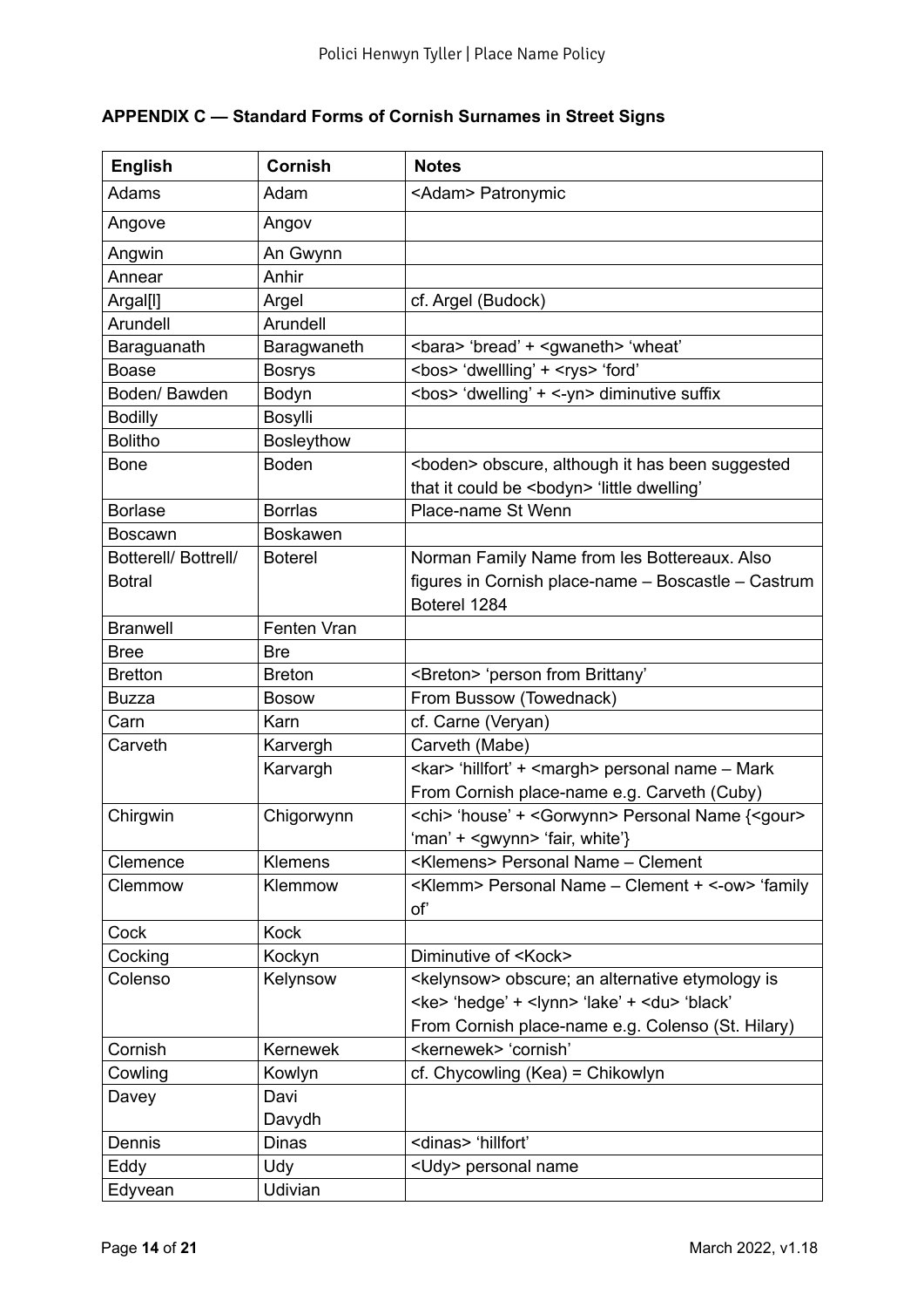## APPENDIX C — Standard Forms of Cornish Surnames in Street Signs

| English | Cornish | Notes |
|---|---|---|
| Adams | Adam | <Adam> Patronymic |
| Angove | Angov | |
| Angwin | An Gwynn | |
| Annear | Anhir | |
| Argal[l] | Argel | cf. Argel (Budock) |
| Arundell | Arundell | |
| Baraguanath | Baragwaneth | <bara> 'bread' + <gwaneth> 'wheat' |
| Boase | Bosrys | <bos> 'dwellling' + <rys> 'ford' |
| Boden/ Bawden | Bodyn | <bos> 'dwelling' + <-yn> diminutive suffix |
| Bodilly | Bosylli | |
| Bolitho | Bosleythow | |
| Bone | Boden | <boden> obscure, although it has been suggested that it could be <bodyn> 'little dwelling' |
| Borlase | Borrlas | Place-name St Wenn |
| Boscawn | Boskawen | |
| Botterell/ Bottrell/ Botral | Boterel | Norman Family Name from les Bottereaux. Also figures in Cornish place-name – Boscastle – Castrum Boterel 1284 |
| Branwell | Fenten Vran | |
| Bree | Bre | |
| Bretton | Breton | <Breton> 'person from Brittany' |
| Buzza | Bosow | From Bussow (Towednack) |
| Carn | Karn | cf. Carne (Veryan) |
| Carveth | Karvergh | Carveth (Mabe) |
| | Karvargh | <kar> 'hillfort' + <margh> personal name – Mark From Cornish place-name e.g. Carveth (Cuby) |
| Chirgwin | Chigorwynn | <chi> 'house' + <Gorwynn> Personal Name {<gour> 'man' + <gwynn> 'fair, white'} |
| Clemence | Klemens | <Klemens> Personal Name – Clement |
| Clemmow | Klemmow | <Klemm> Personal Name – Clement + <-ow> 'family of' |
| Cock | Kock | |
| Cocking | Kockyn | Diminutive of <Kock> |
| Colenso | Kelynsow | <kelynsow> obscure; an alternative etymology is <ke> 'hedge' + <lynn> 'lake' + <du> 'black' From Cornish place-name e.g. Colenso (St. Hilary) |
| Cornish | Kernewek | <kernewek> 'cornish' |
| Cowling | Kowlyn | cf. Chycowling (Kea) = Chikowlyn |
| Davey | Davi<br>Davydh | |
| Dennis | Dinas | <dinas> 'hillfort' |
| Eddy | Udy | <Udy> personal name |
| Edyvean | Udivian | |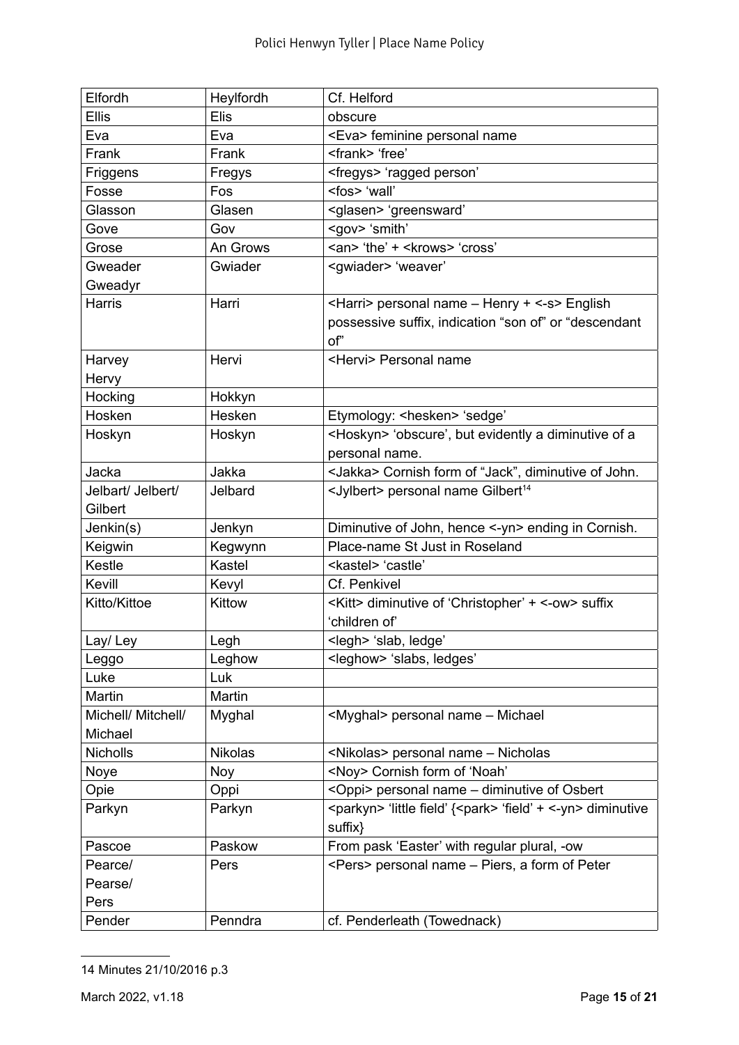| Elfordh | Heylfordh | Cf. Helford |
|---|---|---|
| Ellis | Elis | obscure |
| Eva | Eva | <Eva> feminine personal name |
| Frank | Frank | <frank> 'free' |
| Friggens | Fregys | <fregys> 'ragged person' |
| Fosse | Fos | <fos> 'wall' |
| Glasson | Glasen | <glasen> 'greensward' |
| Gove | Gov | <gov> 'smith' |
| Grose | An Grows | <an> 'the' + <krows> 'cross' |
| Gweader Gweadyr | Gwiader | <gwiader> 'weaver' |
| Harris | Harri | <Harri> personal name – Henry + <-s> English possessive suffix, indication "son of" or "descendant of" |
| Harvey Hervy | Hervi | <Hervi> Personal name |
| Hocking | Hokkyn | |
| Hosken | Hesken | Etymology: <hesken> 'sedge' |
| Hoskyn | Hoskyn | <Hoskyn> 'obscure', but evidently a diminutive of a personal name. |
| Jacka | Jakka | <Jakka> Cornish form of "Jack", diminutive of John. |
| Jelbart/ Jelbert/ Gilbert | Jelbard | <Jylbert> personal name Gilbert[14] |
| Jenkin(s) | Jenkyn | Diminutive of John, hence <-yn> ending in Cornish. |
| Keigwin | Kegwynn | Place-name St Just in Roseland |
| Kestle | Kastel | <kastel> 'castle' |
| Kevill | Kevyl | Cf. Penkivel |
| Kitto/Kittoe | Kittow | <Kitt> diminutive of 'Christopher' + <-ow> suffix 'children of' |
| Lay/ Ley | Legh | <legh> 'slab, ledge' |
| Leggo | Leghow | <leghow> 'slabs, ledges' |
| Luke | Luk | |
| Martin | Martin | |
| Michell/ Mitchell/ Michael | Myghal | <Myghal> personal name – Michael |
| Nicholls | Nikolas | <Nikolas> personal name – Nicholas |
| Noye | Noy | <Noy> Cornish form of 'Noah' |
| Opie | Oppi | <Oppi> personal name – diminutive of Osbert |
| Parkyn | Parkyn | <parkyn> 'little field' {<park> 'field' + <-yn> diminutive suffix} |
| Pascoe | Paskow | From pask 'Easter' with regular plural, -ow |
| Pearce/ Pearse/ Pers | Pers | <Pers> personal name – Piers, a form of Peter |
| Pender | Penndra | cf. Penderleath (Towednack) |

14 Minutes 21/10/2016 p.3

March 2022, v1.18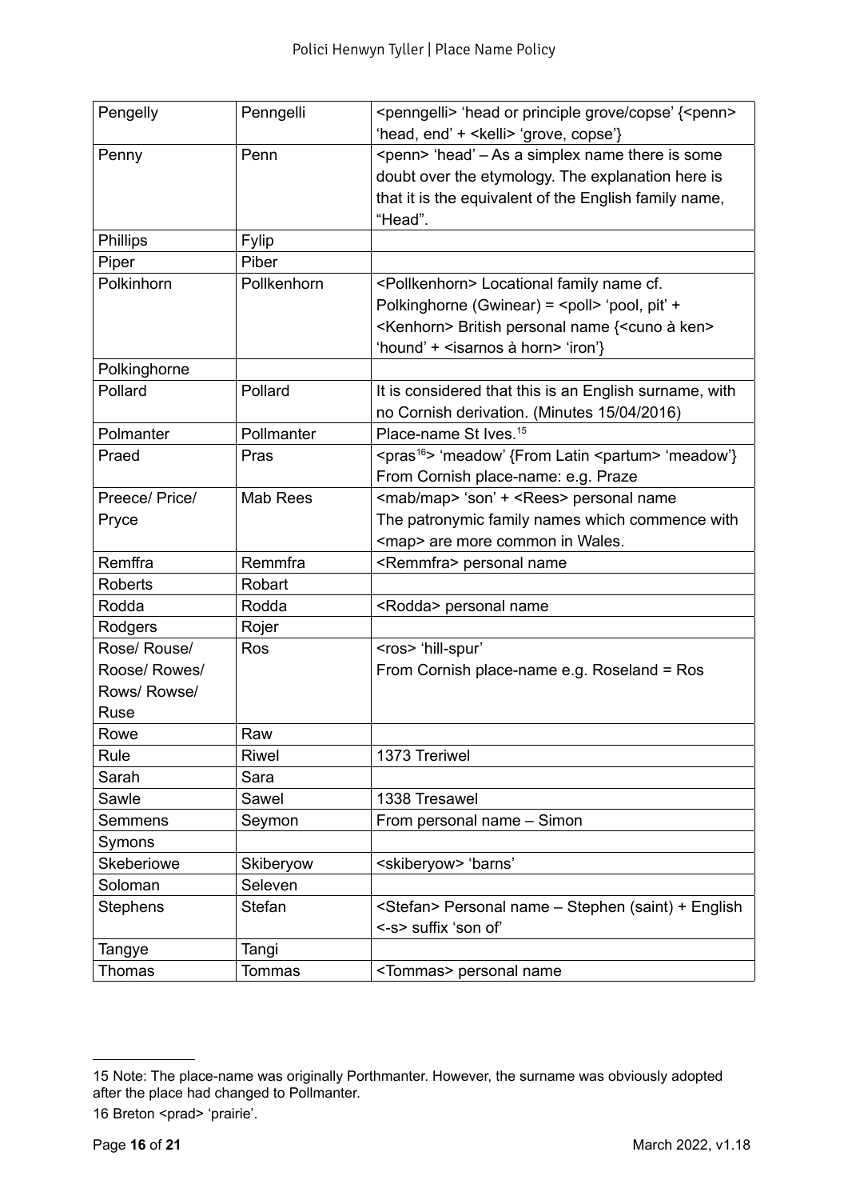| | | |
|---|---|---|
| Pengelly | Penngelli | <penngelli> 'head or principle grove/copse' {<penn> 'head, end' + <kelli> 'grove, copse'} |
| Penny | Penn | <penn> 'head' – As a simplex name there is some doubt over the etymology. The explanation here is that it is the equivalent of the English family name, "Head". |
| Phillips | Fylip | |
| Piper | Piber | |
| Polkinhorn | Pollkenhorn | <Pollkenhorn> Locational family name cf. Polkinghorne (Gwinear) = <poll> 'pool, pit' + <Kenhorn> British personal name {<cuno à ken> 'hound' + <isarnos à horn> 'iron'} |
| Polkinghorne | | |
| Pollard | Pollard | It is considered that this is an English surname, with no Cornish derivation. (Minutes 15/04/2016) |
| Polmanter | Pollmanter | Place-name St Ives.[15] |
| Praed | Pras | <pras[16]> 'meadow' {From Latin <partum> 'meadow'} From Cornish place-name: e.g. Praze |
| Preece/ Price/ Pryce | Mab Rees | <mab/map> 'son' + <Rees> personal name The patronymic family names which commence with <map> are more common in Wales. |
| Remffra | Remmfra | <Remmfra> personal name |
| Roberts | Robart | |
| Rodda | Rodda | <Rodda> personal name |
| Rodgers | Rojer | |
| Rose/ Rouse/ Roose/ Rowes/ Rows/ Rowse/ Ruse | Ros | <ros> 'hill-spur' From Cornish place-name e.g. Roseland = Ros |
| Rowe | Raw | |
| Rule | Riwel | 1373 Treriwel |
| Sarah | Sara | |
| Sawle | Sawel | 1338 Tresawel |
| Semmens | Seymon | From personal name – Simon |
| Symons | | |
| Skeberiowe | Skiberyow | <skiberyow> 'barns' |
| Soloman | Seleven | |
| Stephens | Stefan | <Stefan> Personal name – Stephen (saint) + English <-s> suffix 'son of' |
| Tangye | Tangi | |
| Thomas | Tommas | <Tommas> personal name |

15 Note: The place-name was originally Porthmanter. However, the surname was obviously adopted after the place had changed to Pollmanter.

16 Breton <prad> 'prairie'.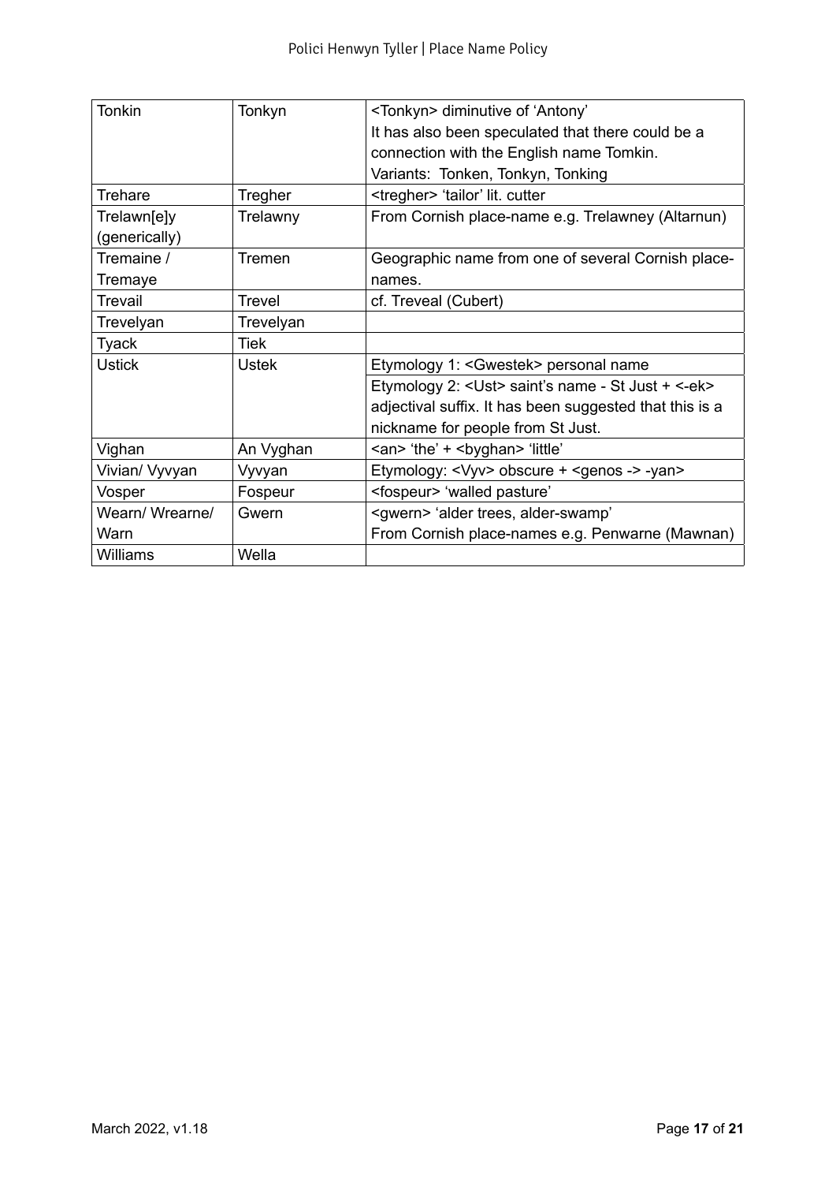| | | |
|---|---|---|
| Tonkin | Tonkyn | <Tonkyn> diminutive of 'Antony'<br>It has also been speculated that there could be a connection with the English name Tomkin.<br>Variants: Tonken, Tonkyn, Tonking |
| Trehare | Tregher | <tregher> 'tailor' lit. cutter |
| Trelawn[e]y (generically) | Trelawny | From Cornish place-name e.g. Trelawney (Altarnun) |
| Tremaine / Tremaye | Tremen | Geographic name from one of several Cornish place-names. |
| Trevail | Trevel | cf. Treveal (Cubert) |
| Trevelyan | Trevelyan | |
| Tyack | Tiek | |
| Ustick | Ustek | Etymology 1: <Gwestek> personal name<br>Etymology 2: <Ust> saint's name - St Just + <-ek> adjectival suffix. It has been suggested that this is a nickname for people from St Just. |
| Vighan | An Vyghan | <an> 'the' + <byghan> 'little' |
| Vivian/ Vyvyan | Vyvyan | Etymology: <Vyv> obscure + <genos -> -yan> |
| Vosper | Fospeur | <fospeur> 'walled pasture' |
| Wearn/ Wrearne/ Warn | Gwern | <gwern> 'alder trees, alder-swamp'<br>From Cornish place-names e.g. Penwarne (Mawnan) |
| Williams | Wella | |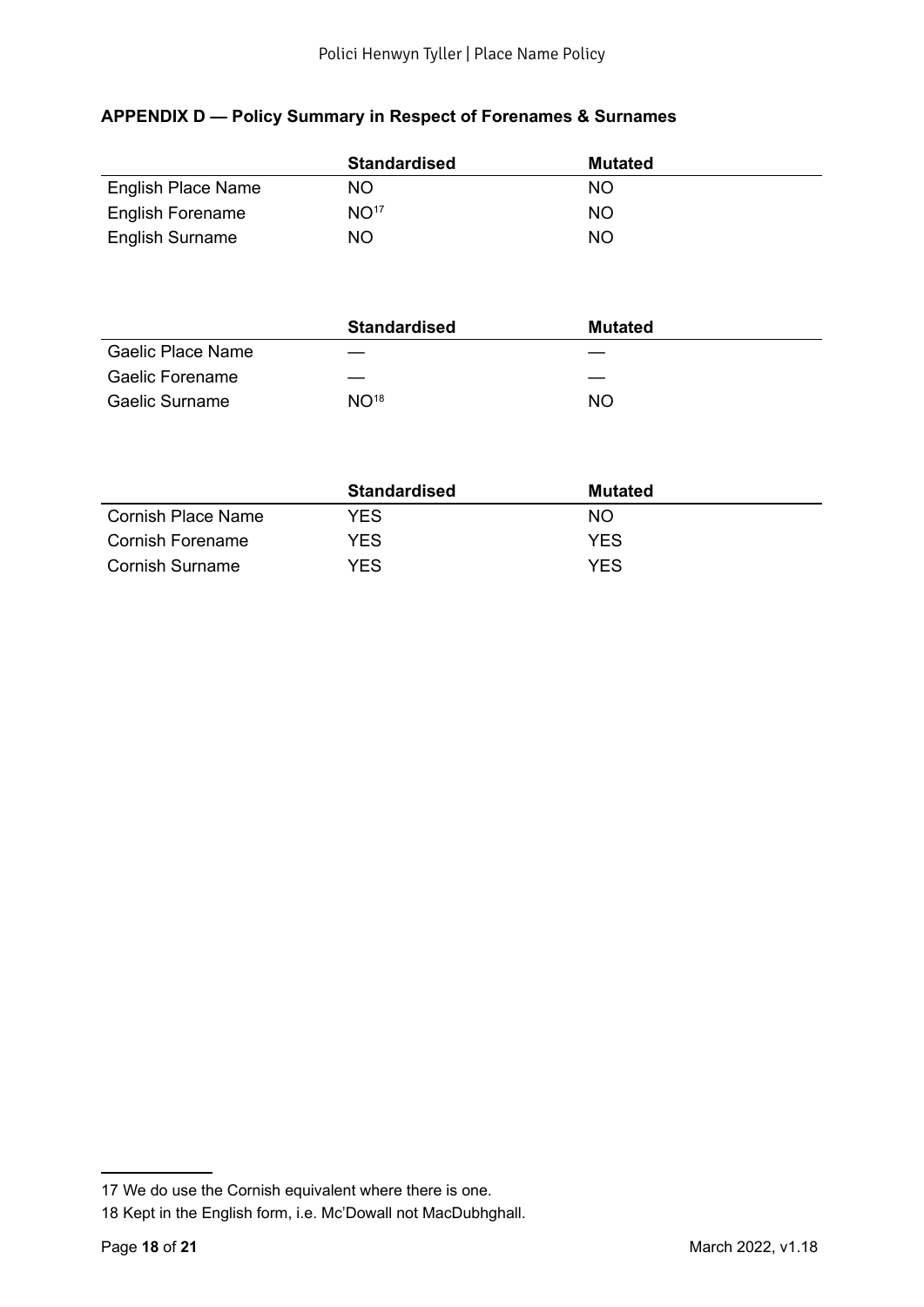### APPENDIX D — Policy Summary in Respect of Forenames & Surnames

| | Standardised | Mutated |
|---|---|---|
| English Place Name | NO | NO |
| English Forename | NO[17] | NO |
| English Surname | NO | NO |

| | Standardised | Mutated |
|---|---|---|
| Gaelic Place Name | — | — |
| Gaelic Forename | — | — |
| Gaelic Surname | NO[18] | NO |

| | Standardised | Mutated |
|---|---|---|
| Cornish Place Name | YES | NO |
| Cornish Forename | YES | YES |
| Cornish Surname | YES | YES |

17 We do use the Cornish equivalent where there is one.

18 Kept in the English form, i.e. Mc'Dowall not MacDubhghall.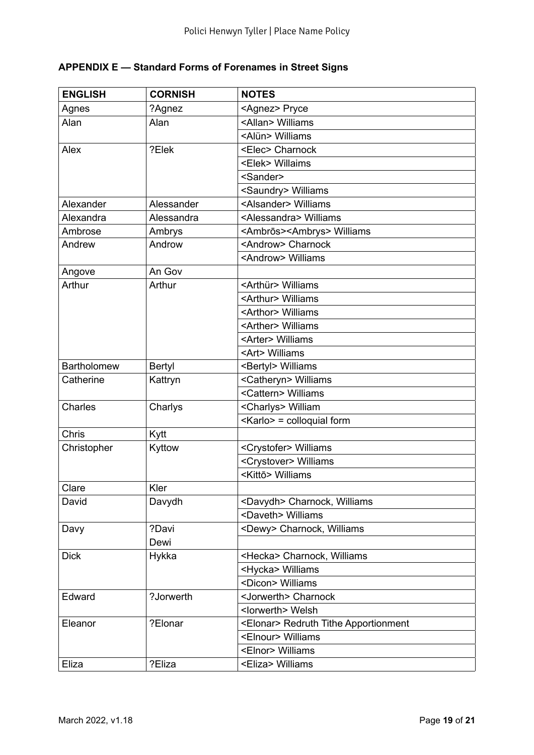## APPENDIX E — Standard Forms of Forenames in Street Signs

| ENGLISH | CORNISH | NOTES |
|---|---|---|
| Agnes | ?Agnez | <Agnez> Pryce |
| Alan | Alan | <Allan> Williams |
| | | <Alün> Williams |
| Alex | ?Elek | <Elec> Charnock |
| | | <Elek> Willaims |
| | | <Sander> |
| | | <Saundry> Williams |
| Alexander | Alessander | <Alsander> Williams |
| Alexandra | Alessandra | <Alessandra> Williams |
| Ambrose | Ambrys | <Ambrōs><Ambrys> Williams |
| Andrew | Androw | <Androw> Charnock |
| | | <Androw> Williams |
| Angove | An Gov | |
| Arthur | Arthur | <Arthür> Williams |
| | | <Arthur> Williams |
| | | <Arthor> Williams |
| | | <Arther> Williams |
| | | <Arter> Williams |
| | | <Art> Williams |
| Bartholomew | Bertyl | <Bertyl> Williams |
| Catherine | Kattryn | <Catheryn> Williams |
| | | <Cattern> Williams |
| Charles | Charlys | <Charlys> William |
| | | <Karlo> = colloquial form |
| Chris | Kytt | |
| Christopher | Kyttow | <Crystofer> Williams |
| | | <Crystover> Williams |
| | | <Kittō> Williams |
| Clare | Kler | |
| David | Davydh | <Davydh> Charnock, Williams |
| | | <Daveth> Williams |
| Davy | ?Davi | <Dewy> Charnock, Williams |
| | Dewi | |
| Dick | Hykka | <Hecka> Charnock, Williams |
| | | <Hycka> Williams |
| | | <Dicon> Williams |
| Edward | ?Jorwerth | <Jorwerth> Charnock |
| | | <Iorwerth> Welsh |
| Eleanor | ?Elonar | <Elonar> Redruth Tithe Apportionment |
| | | <Elnour> Williams |
| | | <Elnor> Williams |
| Eliza | ?Eliza | <Eliza> Williams |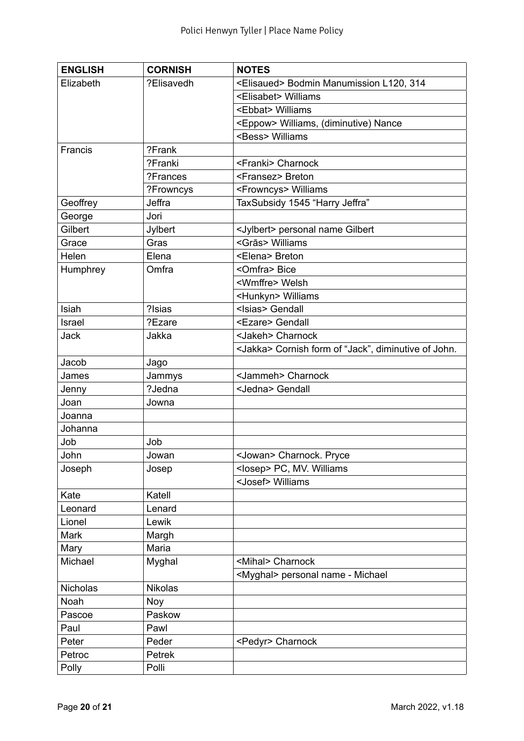| ENGLISH | CORNISH | NOTES |
| --- | --- | --- |
| Elizabeth | ?Elisavedh | <Elisaued> Bodmin Manumission L120, 314 |
| | | <Elisabet> Williams |
| | | <Ebbat> Williams |
| | | <Eppow> Williams, (diminutive) Nance |
| | | <Bess> Williams |
| Francis | ?Frank | |
| | ?Franki | <Franki> Charnock |
| | ?Frances | <Fransez> Breton |
| | ?Frowncys | <Frowncys> Williams |
| Geoffrey | Jeffra | TaxSubsidy 1545 "Harry Jeffra" |
| George | Jori | |
| Gilbert | Jylbert | <Jylbert> personal name Gilbert |
| Grace | Gras | <Grās> Williams |
| Helen | Elena | <Elena> Breton |
| Humphrey | Omfra | <Omfra> Bice |
| | | <Wmffre> Welsh |
| | | <Hunkyn> Williams |
| Isiah | ?Isias | <Isias> Gendall |
| Israel | ?Ezare | <Ezare> Gendall |
| Jack | Jakka | <Jakeh> Charnock |
| | | <Jakka> Cornish form of "Jack", diminutive of John. |
| Jacob | Jago | |
| James | Jammys | <Jammeh> Charnock |
| Jenny | ?Jedna | <Jedna> Gendall |
| Joan | Jowna | |
| Joanna | | |
| Johanna | | |
| Job | Job | |
| John | Jowan | <Jowan> Charnock. Pryce |
| Joseph | Josep | <Iosep> PC, MV. Williams |
| | | <Josef> Williams |
| Kate | Katell | |
| Leonard | Lenard | |
| Lionel | Lewik | |
| Mark | Margh | |
| Mary | Maria | |
| Michael | Myghal | <Mihal> Charnock |
| | | <Myghal> personal name - Michael |
| Nicholas | Nikolas | |
| Noah | Noy | |
| Pascoe | Paskow | |
| Paul | Pawl | |
| Peter | Peder | <Pedyr> Charnock |
| Petroc | Petrek | |
| Polly | Polli | |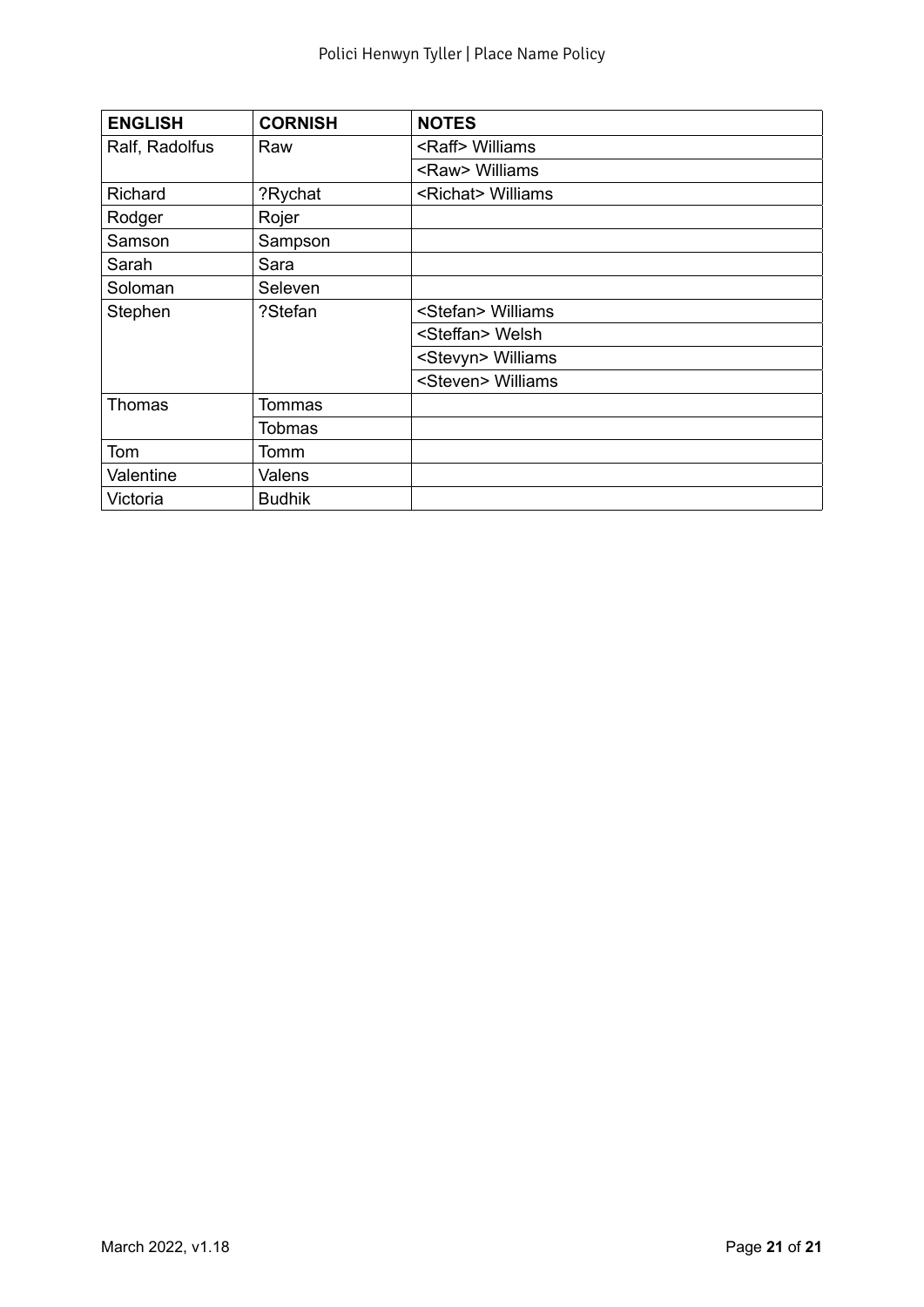| ENGLISH | CORNISH | NOTES |
|---|---|---|
| Ralf, Radolfus | Raw | <Raff> Williams |
| | | <Raw> Williams |
| Richard | ?Rychat | <Richat> Williams |
| Rodger | Rojer | |
| Samson | Sampson | |
| Sarah | Sara | |
| Soloman | Seleven | |
| Stephen | ?Stefan | <Stefan> Williams |
| | | <Steffan> Welsh |
| | | <Stevyn> Williams |
| | | <Steven> Williams |
| Thomas | Tommas | |
| | Tobmas | |
| Tom | Tomm | |
| Valentine | Valens | |
| Victoria | Budhik | |